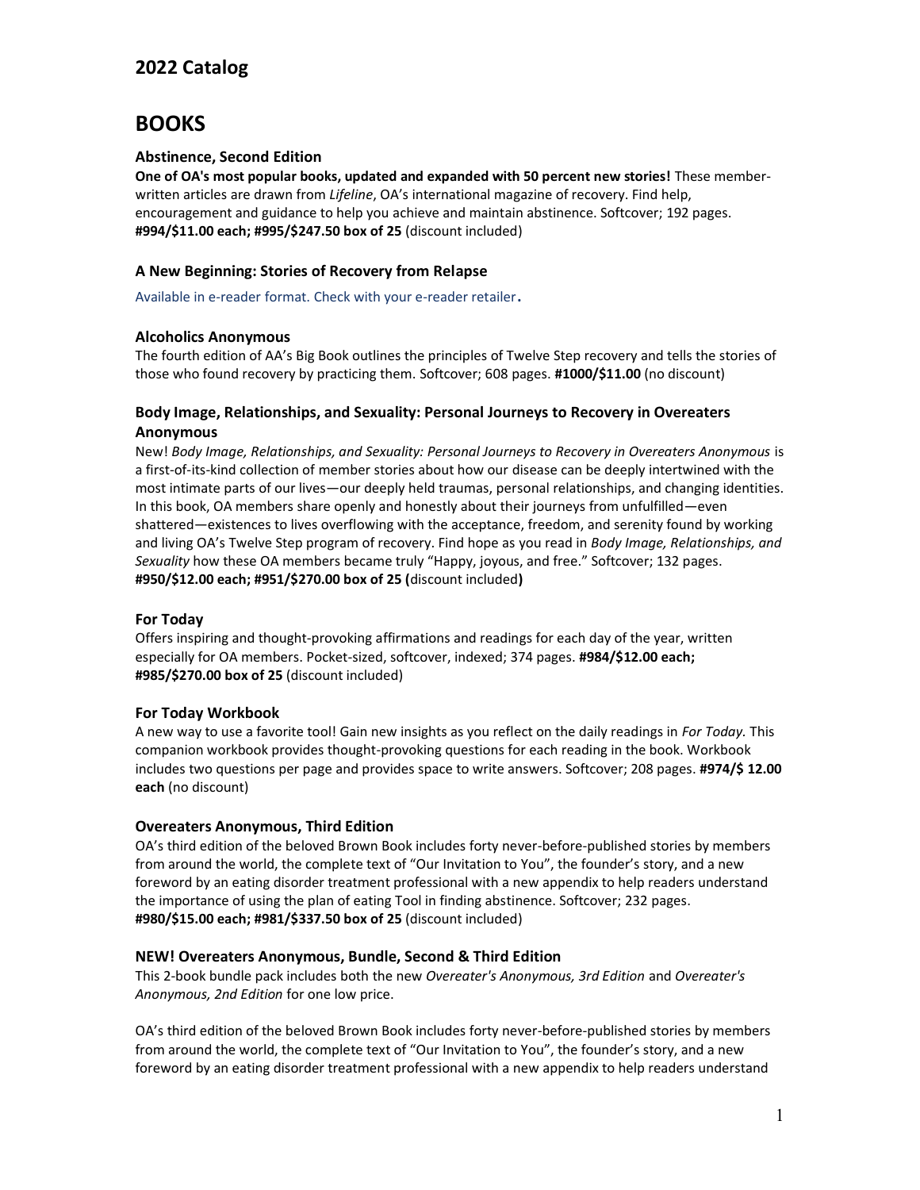## 2022 Catalog

# BOOKS

### Abstinence, Second Edition

**One of OA's most popular books, updated and expanded with 50 percent new stories!** These member-written articles are drawn from *Lifeline*, OA's international magazine of recovery. Find help, encouragement and guidance to help you achieve and maintain abstinence. Softcover; 192 pages. **#994/$11.00 each; #995/$247.50 box of 25** (discount included)

### A New Beginning: Stories of Recovery from Relapse

Available in e-reader format. Check with your e-reader retailer.

### Alcoholics Anonymous

The fourth edition of AA's Big Book outlines the principles of Twelve Step recovery and tells the stories of those who found recovery by practicing them. Softcover; 608 pages. **#1000/$11.00** (no discount)

### Body Image, Relationships, and Sexuality: Personal Journeys to Recovery in Overeaters Anonymous

New! *Body Image, Relationships, and Sexuality: Personal Journeys to Recovery in Overeaters Anonymous* is a first-of-its-kind collection of member stories about how our disease can be deeply intertwined with the most intimate parts of our lives—our deeply held traumas, personal relationships, and changing identities. In this book, OA members share openly and honestly about their journeys from unfulfilled—even shattered—existences to lives overflowing with the acceptance, freedom, and serenity found by working and living OA's Twelve Step program of recovery. Find hope as you read in *Body Image, Relationships, and Sexuality* how these OA members became truly "Happy, joyous, and free." Softcover; 132 pages. **#950/$12.00 each; #951/$270.00 box of 25 (**discount included**)**

### For Today

Offers inspiring and thought-provoking affirmations and readings for each day of the year, written especially for OA members. Pocket-sized, softcover, indexed; 374 pages. **#984/$12.00 each; #985/$270.00 box of 25** (discount included)

### For Today Workbook

A new way to use a favorite tool! Gain new insights as you reflect on the daily readings in *For Today.* This companion workbook provides thought-provoking questions for each reading in the book. Workbook includes two questions per page and provides space to write answers. Softcover; 208 pages. **#974/$ 12.00 each** (no discount)

### Overeaters Anonymous, Third Edition

OA's third edition of the beloved Brown Book includes forty never-before-published stories by members from around the world, the complete text of "Our Invitation to You", the founder's story, and a new foreword by an eating disorder treatment professional with a new appendix to help readers understand the importance of using the plan of eating Tool in finding abstinence. Softcover; 232 pages. **#980/$15.00 each; #981/$337.50 box of 25** (discount included)

### NEW! Overeaters Anonymous, Bundle, Second & Third Edition

This 2-book bundle pack includes both the new *Overeater's Anonymous, 3rd Edition* and *Overeater's Anonymous, 2nd Edition* for one low price.

OA's third edition of the beloved Brown Book includes forty never-before-published stories by members from around the world, the complete text of "Our Invitation to You", the founder's story, and a new foreword by an eating disorder treatment professional with a new appendix to help readers understand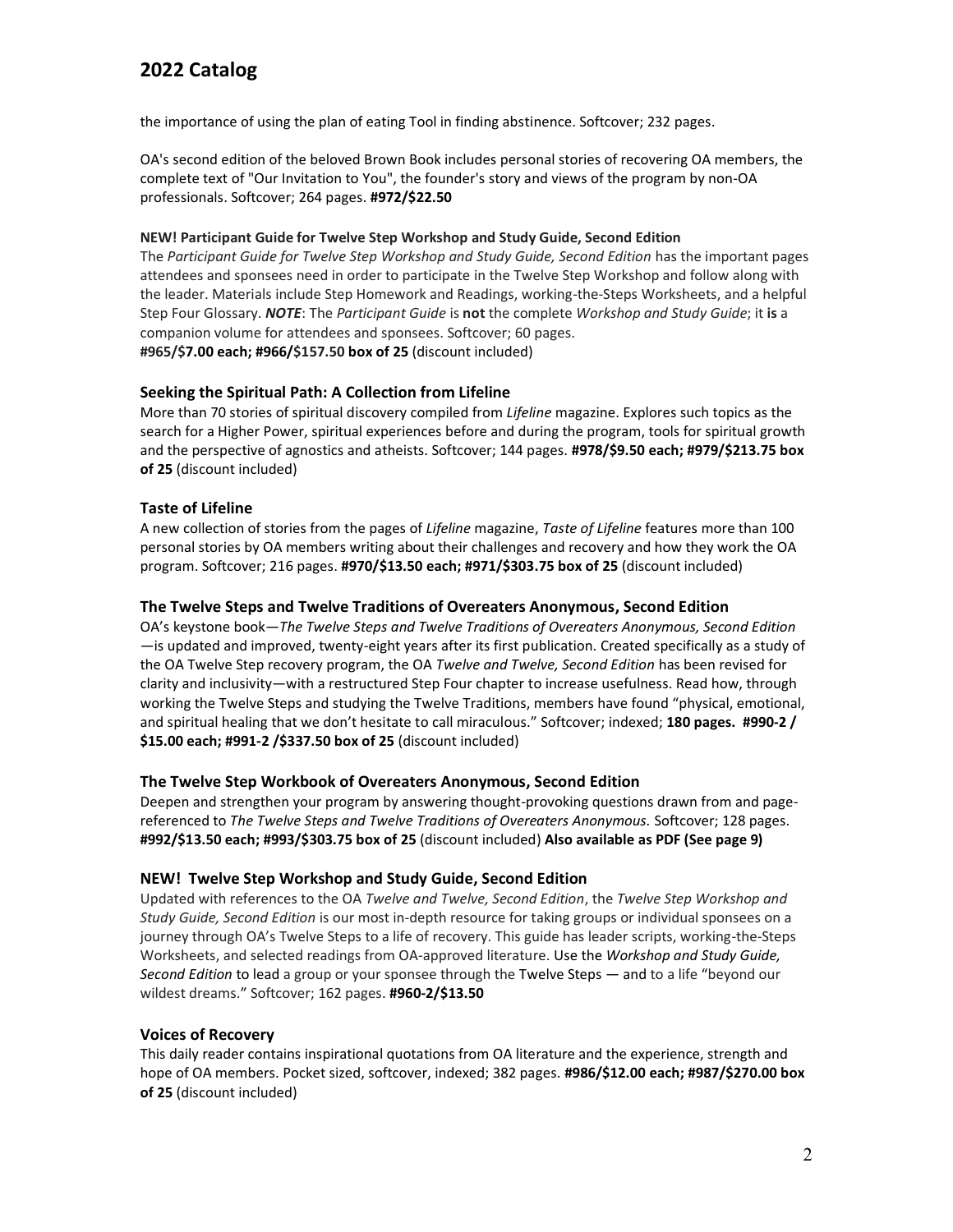the importance of using the plan of eating Tool in finding abstinence. Softcover; 232 pages.

OA's second edition of the beloved Brown Book includes personal stories of recovering OA members, the complete text of "Our Invitation to You", the founder's story and views of the program by non-OA professionals. Softcover; 264 pages. **#972/$22.50**

#### NEW! Participant Guide for Twelve Step Workshop and Study Guide, Second Edition

The *Participant Guide for Twelve Step Workshop and Study Guide, Second Edition* has the important pages attendees and sponsees need in order to participate in the Twelve Step Workshop and follow along with the leader. Materials include Step Homework and Readings, working-the-Steps Worksheets, and a helpful Step Four Glossary. ***NOTE***: The *Participant Guide* is **not** the complete *Workshop and Study Guide*; it **is** a companion volume for attendees and sponsees. Softcover; 60 pages.
**#965/$7.00 each; #966/$157.50 box of 25** (discount included)

### Seeking the Spiritual Path: A Collection from Lifeline

More than 70 stories of spiritual discovery compiled from *Lifeline* magazine. Explores such topics as the search for a Higher Power, spiritual experiences before and during the program, tools for spiritual growth and the perspective of agnostics and atheists. Softcover; 144 pages. **#978/$9.50 each; #979/$213.75 box of 25** (discount included)

### Taste of Lifeline

A new collection of stories from the pages of *Lifeline* magazine, *Taste of Lifeline* features more than 100 personal stories by OA members writing about their challenges and recovery and how they work the OA program. Softcover; 216 pages. **#970/$13.50 each; #971/$303.75 box of 25** (discount included)

### The Twelve Steps and Twelve Traditions of Overeaters Anonymous, Second Edition

OA's keystone book—*The Twelve Steps and Twelve Traditions of Overeaters Anonymous, Second Edition*—is updated and improved, twenty-eight years after its first publication. Created specifically as a study of the OA Twelve Step recovery program, the OA *Twelve and Twelve, Second Edition* has been revised for clarity and inclusivity—with a restructured Step Four chapter to increase usefulness. Read how, through working the Twelve Steps and studying the Twelve Traditions, members have found "physical, emotional, and spiritual healing that we don't hesitate to call miraculous." Softcover; indexed; **180 pages. #990-2 / $15.00 each; #991-2 /$337.50 box of 25** (discount included)

### The Twelve Step Workbook of Overeaters Anonymous, Second Edition

Deepen and strengthen your program by answering thought-provoking questions drawn from and page-referenced to *The Twelve Steps and Twelve Traditions of Overeaters Anonymous.* Softcover; 128 pages. **#992/$13.50 each; #993/$303.75 box of 25** (discount included) **Also available as PDF (See page 9)**

### NEW! Twelve Step Workshop and Study Guide, Second Edition

Updated with references to the OA *Twelve and Twelve, Second Edition*, the *Twelve Step Workshop and Study Guide, Second Edition* is our most in-depth resource for taking groups or individual sponsees on a journey through OA's Twelve Steps to a life of recovery. This guide has leader scripts, working-the-Steps Worksheets, and selected readings from OA-approved literature. Use the *Workshop and Study Guide, Second Edition* to lead a group or your sponsee through the Twelve Steps — and to a life "beyond our wildest dreams." Softcover; 162 pages. **#960-2/$13.50**

### Voices of Recovery

This daily reader contains inspirational quotations from OA literature and the experience, strength and hope of OA members. Pocket sized, softcover, indexed; 382 pages. **#986/$12.00 each; #987/$270.00 box of 25** (discount included)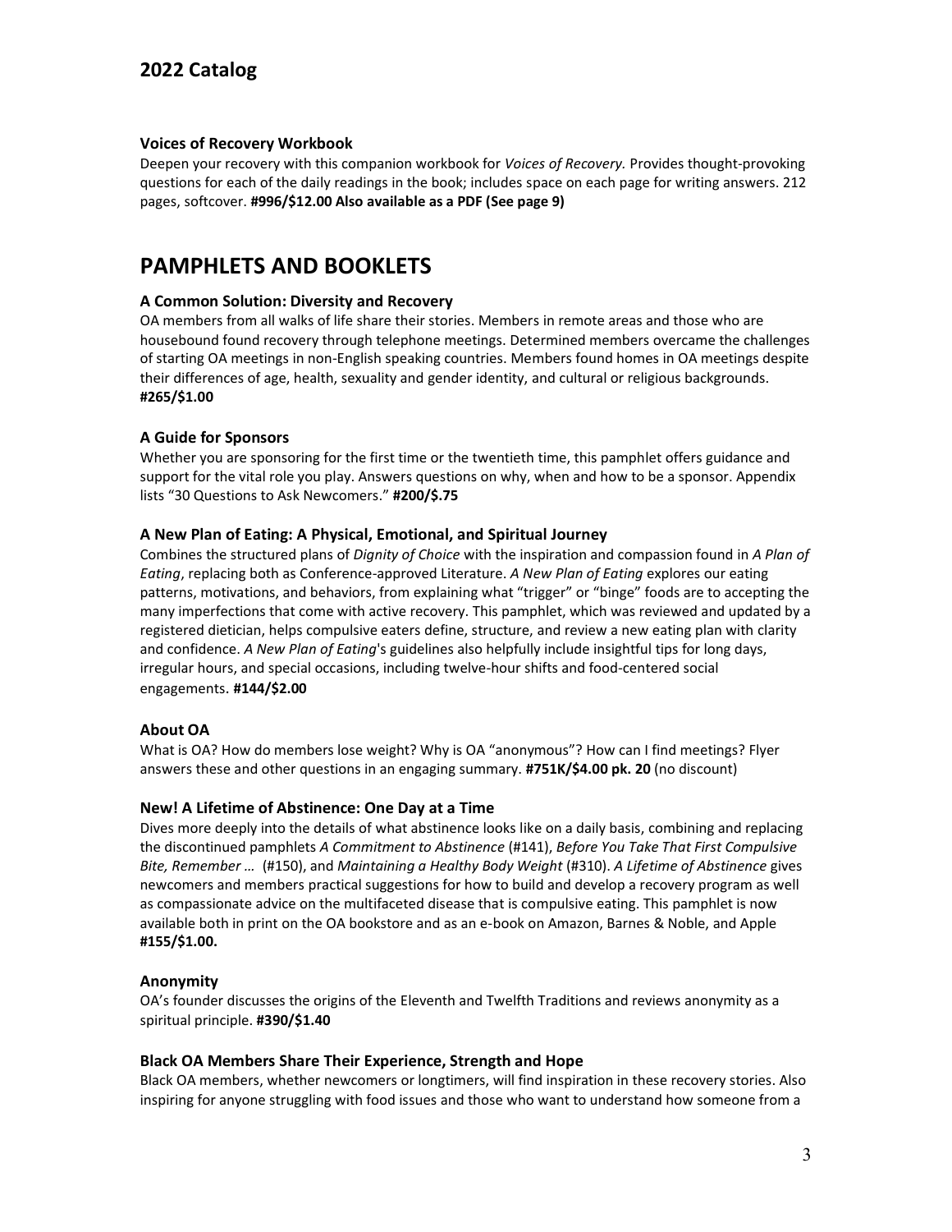# 2022 Catalog

### Voices of Recovery Workbook

Deepen your recovery with this companion workbook for *Voices of Recovery.* Provides thought-provoking questions for each of the daily readings in the book; includes space on each page for writing answers. 212 pages, softcover. **#996/$12.00 Also available as a PDF (See page 9)**

## PAMPHLETS AND BOOKLETS

### A Common Solution: Diversity and Recovery

OA members from all walks of life share their stories. Members in remote areas and those who are housebound found recovery through telephone meetings. Determined members overcame the challenges of starting OA meetings in non-English speaking countries. Members found homes in OA meetings despite their differences of age, health, sexuality and gender identity, and cultural or religious backgrounds. **#265/$1.00**

### A Guide for Sponsors

Whether you are sponsoring for the first time or the twentieth time, this pamphlet offers guidance and support for the vital role you play. Answers questions on why, when and how to be a sponsor. Appendix lists "30 Questions to Ask Newcomers." **#200/$.75**

### A New Plan of Eating: A Physical, Emotional, and Spiritual Journey

Combines the structured plans of *Dignity of Choice* with the inspiration and compassion found in *A Plan of Eating*, replacing both as Conference-approved Literature. *A New Plan of Eating* explores our eating patterns, motivations, and behaviors, from explaining what "trigger" or "binge" foods are to accepting the many imperfections that come with active recovery. This pamphlet, which was reviewed and updated by a registered dietician, helps compulsive eaters define, structure, and review a new eating plan with clarity and confidence. *A New Plan of Eating*'s guidelines also helpfully include insightful tips for long days, irregular hours, and special occasions, including twelve-hour shifts and food-centered social engagements. **#144/$2.00**

### About OA

What is OA? How do members lose weight? Why is OA "anonymous"? How can I find meetings? Flyer answers these and other questions in an engaging summary. **#751K/$4.00 pk. 20** (no discount)

### New! A Lifetime of Abstinence: One Day at a Time

Dives more deeply into the details of what abstinence looks like on a daily basis, combining and replacing the discontinued pamphlets *A Commitment to Abstinence* (#141), *Before You Take That First Compulsive Bite, Remember …* (#150), and *Maintaining a Healthy Body Weight* (#310). *A Lifetime of Abstinence* gives newcomers and members practical suggestions for how to build and develop a recovery program as well as compassionate advice on the multifaceted disease that is compulsive eating. This pamphlet is now available both in print on the OA bookstore and as an e-book on Amazon, Barnes & Noble, and Apple **#155/$1.00.**

### Anonymity

OA's founder discusses the origins of the Eleventh and Twelfth Traditions and reviews anonymity as a spiritual principle. **#390/$1.40**

### Black OA Members Share Their Experience, Strength and Hope

Black OA members, whether newcomers or longtimers, will find inspiration in these recovery stories. Also inspiring for anyone struggling with food issues and those who want to understand how someone from a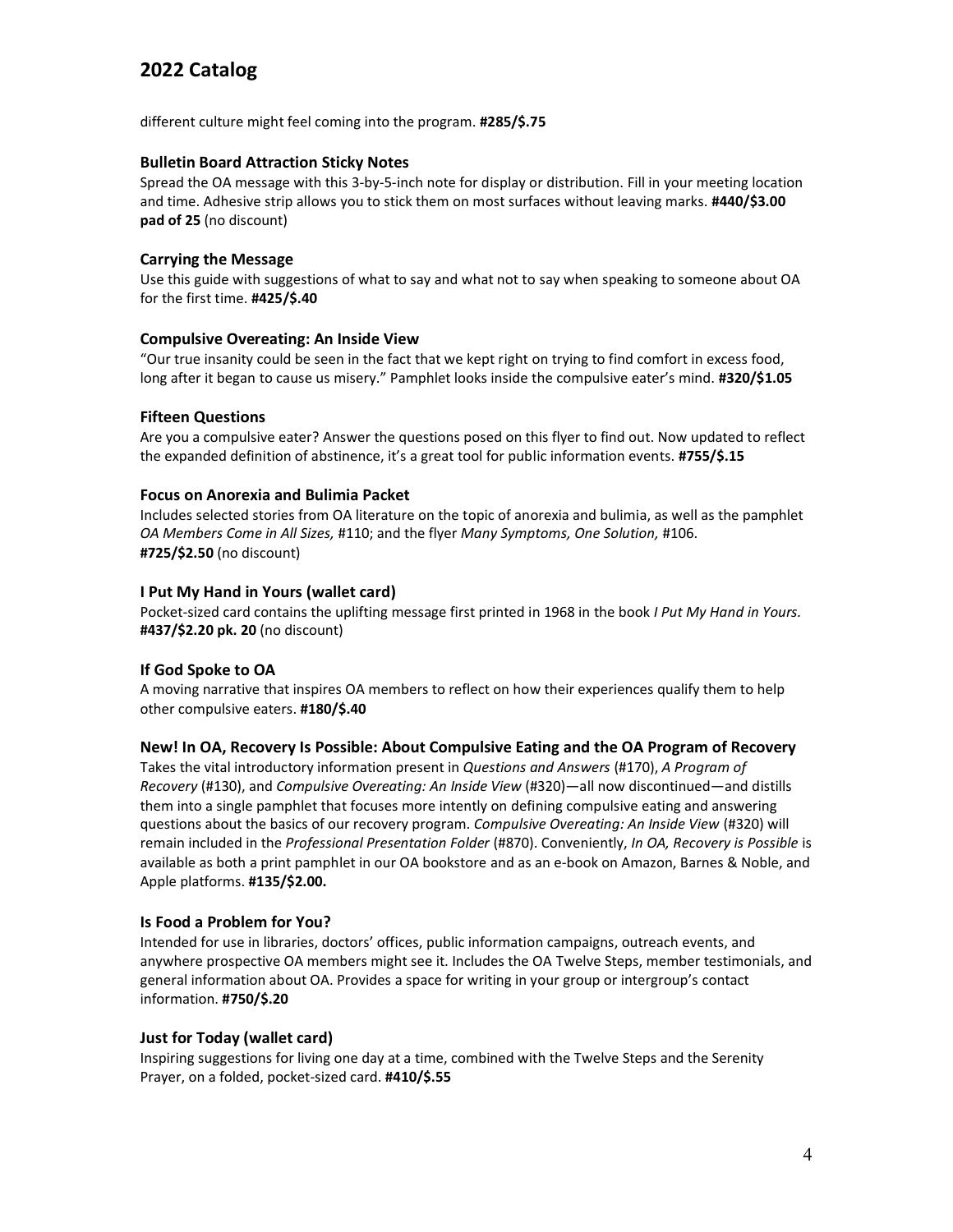different culture might feel coming into the program. **#285/$.75**

### Bulletin Board Attraction Sticky Notes

Spread the OA message with this 3-by-5-inch note for display or distribution. Fill in your meeting location and time. Adhesive strip allows you to stick them on most surfaces without leaving marks. **#440/$3.00 pad of 25** (no discount)

### Carrying the Message

Use this guide with suggestions of what to say and what not to say when speaking to someone about OA for the first time. **#425/$.40**

### Compulsive Overeating: An Inside View

"Our true insanity could be seen in the fact that we kept right on trying to find comfort in excess food, long after it began to cause us misery." Pamphlet looks inside the compulsive eater's mind. **#320/$1.05**

### Fifteen Questions

Are you a compulsive eater? Answer the questions posed on this flyer to find out. Now updated to reflect the expanded definition of abstinence, it's a great tool for public information events. **#755/$.15**

### Focus on Anorexia and Bulimia Packet

Includes selected stories from OA literature on the topic of anorexia and bulimia, as well as the pamphlet *OA Members Come in All Sizes,* #110; and the flyer *Many Symptoms, One Solution,* #106. **#725/$2.50** (no discount)

### I Put My Hand in Yours (wallet card)

Pocket-sized card contains the uplifting message first printed in 1968 in the book *I Put My Hand in Yours.* **#437/$2.20 pk. 20** (no discount)

### If God Spoke to OA

A moving narrative that inspires OA members to reflect on how their experiences qualify them to help other compulsive eaters. **#180/$.40**

### New! In OA, Recovery Is Possible: About Compulsive Eating and the OA Program of Recovery

Takes the vital introductory information present in *Questions and Answers* (#170), *A Program of Recovery* (#130), and *Compulsive Overeating: An Inside View* (#320)—all now discontinued—and distills them into a single pamphlet that focuses more intently on defining compulsive eating and answering questions about the basics of our recovery program. *Compulsive Overeating: An Inside View* (#320) will remain included in the *Professional Presentation Folder* (#870). Conveniently, *In OA, Recovery is Possible* is available as both a print pamphlet in our OA bookstore and as an e-book on Amazon, Barnes & Noble, and Apple platforms. **#135/$2.00.**

### Is Food a Problem for You?

Intended for use in libraries, doctors' offices, public information campaigns, outreach events, and anywhere prospective OA members might see it. Includes the OA Twelve Steps, member testimonials, and general information about OA. Provides a space for writing in your group or intergroup's contact information. **#750/$.20**

### Just for Today (wallet card)

Inspiring suggestions for living one day at a time, combined with the Twelve Steps and the Serenity Prayer, on a folded, pocket-sized card. **#410/$.55**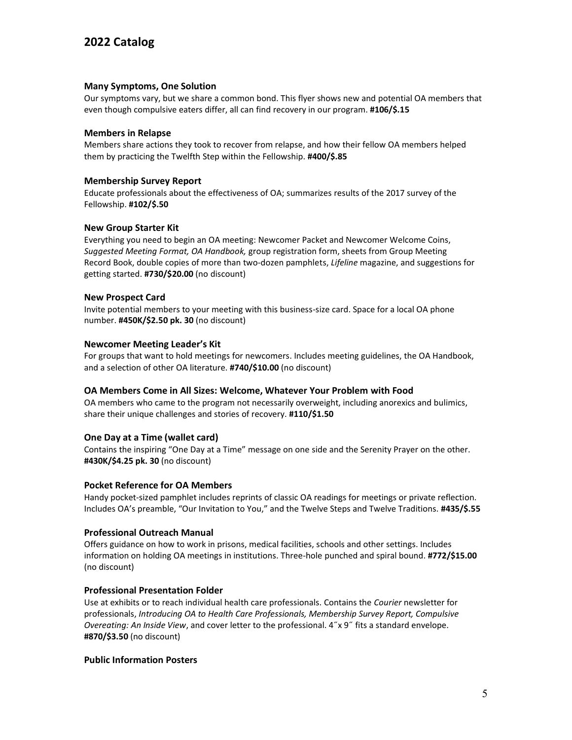**Many Symptoms, One Solution**

Our symptoms vary, but we share a common bond. This flyer shows new and potential OA members that even though compulsive eaters differ, all can find recovery in our program. **#106/$.15**

**Members in Relapse**

Members share actions they took to recover from relapse, and how their fellow OA members helped them by practicing the Twelfth Step within the Fellowship. **#400/$.85**

**Membership Survey Report**

Educate professionals about the effectiveness of OA; summarizes results of the 2017 survey of the Fellowship. **#102/$.50**

**New Group Starter Kit**

Everything you need to begin an OA meeting: Newcomer Packet and Newcomer Welcome Coins, *Suggested Meeting Format, OA Handbook,* group registration form, sheets from Group Meeting Record Book, double copies of more than two-dozen pamphlets, *Lifeline* magazine, and suggestions for getting started. **#730/$20.00** (no discount)

**New Prospect Card**

Invite potential members to your meeting with this business-size card. Space for a local OA phone number. **#450K/$2.50 pk. 30** (no discount)

**Newcomer Meeting Leader's Kit**

For groups that want to hold meetings for newcomers. Includes meeting guidelines, the OA Handbook, and a selection of other OA literature. **#740/$10.00** (no discount)

**OA Members Come in All Sizes: Welcome, Whatever Your Problem with Food**

OA members who came to the program not necessarily overweight, including anorexics and bulimics, share their unique challenges and stories of recovery. **#110/$1.50**

**One Day at a Time (wallet card)**

Contains the inspiring "One Day at a Time" message on one side and the Serenity Prayer on the other. **#430K/$4.25 pk. 30** (no discount)

**Pocket Reference for OA Members**

Handy pocket-sized pamphlet includes reprints of classic OA readings for meetings or private reflection. Includes OA's preamble, "Our Invitation to You," and the Twelve Steps and Twelve Traditions. **#435/$.55**

**Professional Outreach Manual**

Offers guidance on how to work in prisons, medical facilities, schools and other settings. Includes information on holding OA meetings in institutions. Three-hole punched and spiral bound. **#772/$15.00** (no discount)

**Professional Presentation Folder**

Use at exhibits or to reach individual health care professionals. Contains the *Courier* newsletter for professionals, *Introducing OA to Health Care Professionals, Membership Survey Report, Compulsive Overeating: An Inside View*, and cover letter to the professional. 4″x 9″ fits a standard envelope. **#870/$3.50** (no discount)

**Public Information Posters**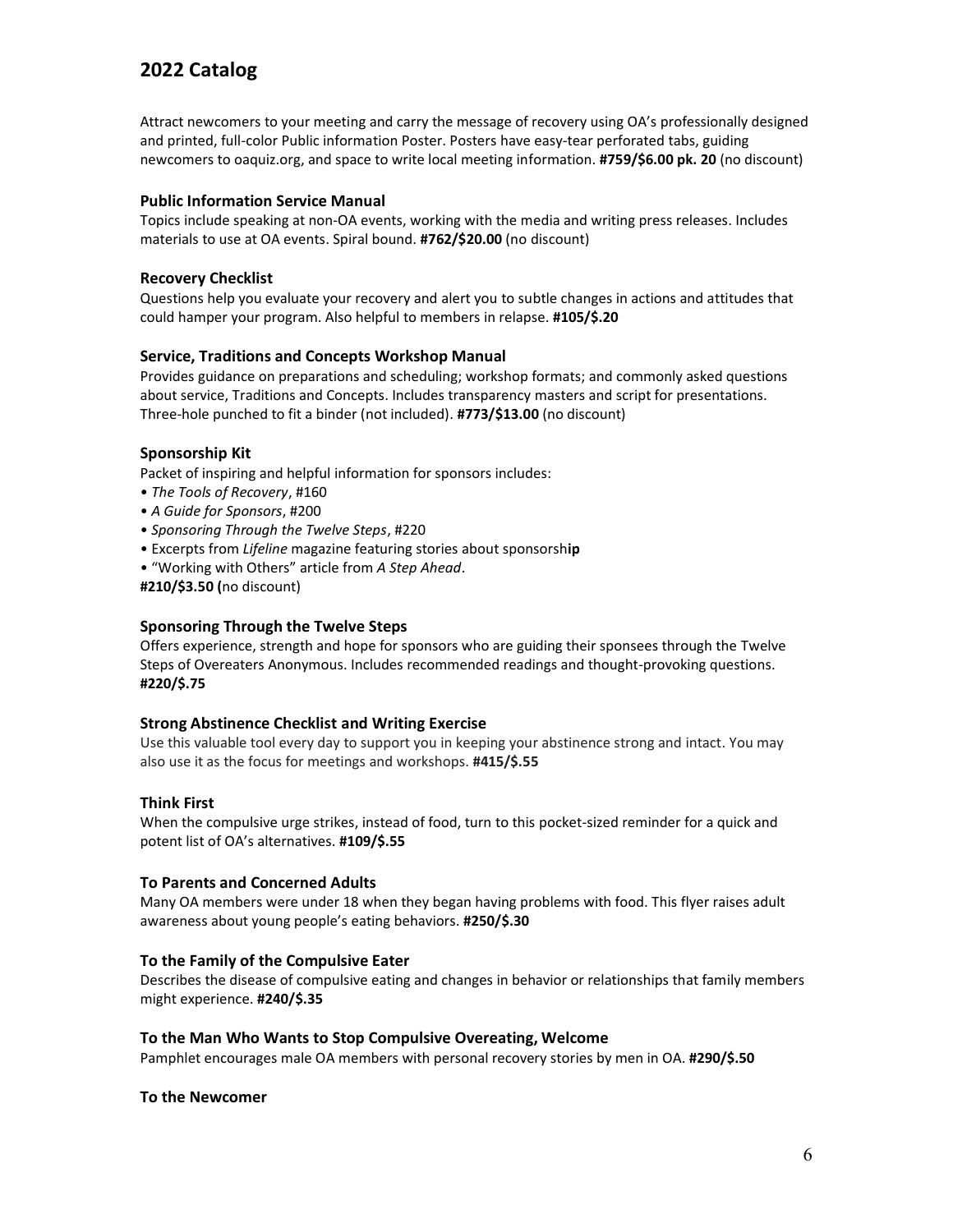# 2022 Catalog

Attract newcomers to your meeting and carry the message of recovery using OA's professionally designed and printed, full-color Public information Poster. Posters have easy-tear perforated tabs, guiding newcomers to oaquiz.org, and space to write local meeting information. **#759/$6.00 pk. 20** (no discount)

### Public Information Service Manual

Topics include speaking at non-OA events, working with the media and writing press releases. Includes materials to use at OA events. Spiral bound. **#762/$20.00** (no discount)

### Recovery Checklist

Questions help you evaluate your recovery and alert you to subtle changes in actions and attitudes that could hamper your program. Also helpful to members in relapse. **#105/$.20**

### Service, Traditions and Concepts Workshop Manual

Provides guidance on preparations and scheduling; workshop formats; and commonly asked questions about service, Traditions and Concepts. Includes transparency masters and script for presentations. Three-hole punched to fit a binder (not included). **#773/$13.00** (no discount)

### Sponsorship Kit

Packet of inspiring and helpful information for sponsors includes:

- *The Tools of Recovery*, #160
- *A Guide for Sponsors*, #200
- *Sponsoring Through the Twelve Steps*, #220
- Excerpts from *Lifeline* magazine featuring stories about sponsorship
- "Working with Others" article from *A Step Ahead*.

**#210/$3.50 (**no discount)

### Sponsoring Through the Twelve Steps

Offers experience, strength and hope for sponsors who are guiding their sponsees through the Twelve Steps of Overeaters Anonymous. Includes recommended readings and thought-provoking questions. **#220/$.75**

### Strong Abstinence Checklist and Writing Exercise

Use this valuable tool every day to support you in keeping your abstinence strong and intact. You may also use it as the focus for meetings and workshops. **#415/$.55**

### Think First

When the compulsive urge strikes, instead of food, turn to this pocket-sized reminder for a quick and potent list of OA's alternatives. **#109/$.55**

### To Parents and Concerned Adults

Many OA members were under 18 when they began having problems with food. This flyer raises adult awareness about young people's eating behaviors. **#250/$.30**

### To the Family of the Compulsive Eater

Describes the disease of compulsive eating and changes in behavior or relationships that family members might experience. **#240/$.35**

### To the Man Who Wants to Stop Compulsive Overeating, Welcome

Pamphlet encourages male OA members with personal recovery stories by men in OA. **#290/$.50**

### To the Newcomer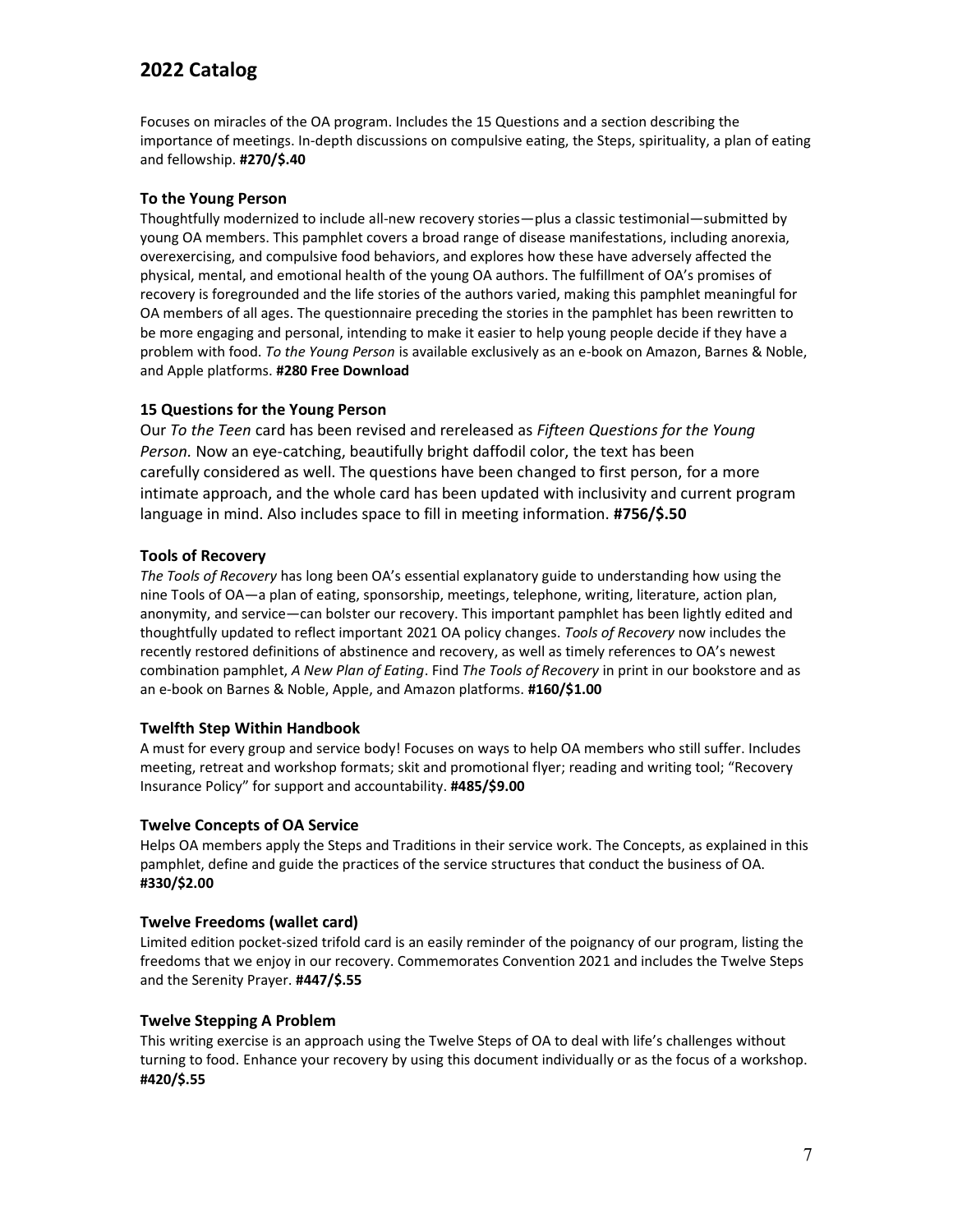Focuses on miracles of the OA program. Includes the 15 Questions and a section describing the importance of meetings. In-depth discussions on compulsive eating, the Steps, spirituality, a plan of eating and fellowship. **#270/$.40**

### To the Young Person

Thoughtfully modernized to include all-new recovery stories—plus a classic testimonial—submitted by young OA members. This pamphlet covers a broad range of disease manifestations, including anorexia, overexercising, and compulsive food behaviors, and explores how these have adversely affected the physical, mental, and emotional health of the young OA authors. The fulfillment of OA's promises of recovery is foregrounded and the life stories of the authors varied, making this pamphlet meaningful for OA members of all ages. The questionnaire preceding the stories in the pamphlet has been rewritten to be more engaging and personal, intending to make it easier to help young people decide if they have a problem with food. *To the Young Person* is available exclusively as an e-book on Amazon, Barnes & Noble, and Apple platforms. **#280 Free Download**

### 15 Questions for the Young Person

Our *To the Teen* card has been revised and rereleased as *Fifteen Questions for the Young Person.* Now an eye-catching, beautifully bright daffodil color, the text has been carefully considered as well. The questions have been changed to first person, for a more intimate approach, and the whole card has been updated with inclusivity and current program language in mind. Also includes space to fill in meeting information. **#756/$.50**

### Tools of Recovery

*The Tools of Recovery* has long been OA's essential explanatory guide to understanding how using the nine Tools of OA—a plan of eating, sponsorship, meetings, telephone, writing, literature, action plan, anonymity, and service—can bolster our recovery. This important pamphlet has been lightly edited and thoughtfully updated to reflect important 2021 OA policy changes. *Tools of Recovery* now includes the recently restored definitions of abstinence and recovery, as well as timely references to OA's newest combination pamphlet, *A New Plan of Eating*. Find *The Tools of Recovery* in print in our bookstore and as an e-book on Barnes & Noble, Apple, and Amazon platforms. **#160/$1.00**

### Twelfth Step Within Handbook

A must for every group and service body! Focuses on ways to help OA members who still suffer. Includes meeting, retreat and workshop formats; skit and promotional flyer; reading and writing tool; "Recovery Insurance Policy" for support and accountability. **#485/$9.00**

### Twelve Concepts of OA Service

Helps OA members apply the Steps and Traditions in their service work. The Concepts, as explained in this pamphlet, define and guide the practices of the service structures that conduct the business of OA. **#330/$2.00**

### Twelve Freedoms (wallet card)

Limited edition pocket-sized trifold card is an easily reminder of the poignancy of our program, listing the freedoms that we enjoy in our recovery. Commemorates Convention 2021 and includes the Twelve Steps and the Serenity Prayer. **#447/$.55**

### Twelve Stepping A Problem

This writing exercise is an approach using the Twelve Steps of OA to deal with life's challenges without turning to food. Enhance your recovery by using this document individually or as the focus of a workshop. **#420/$.55**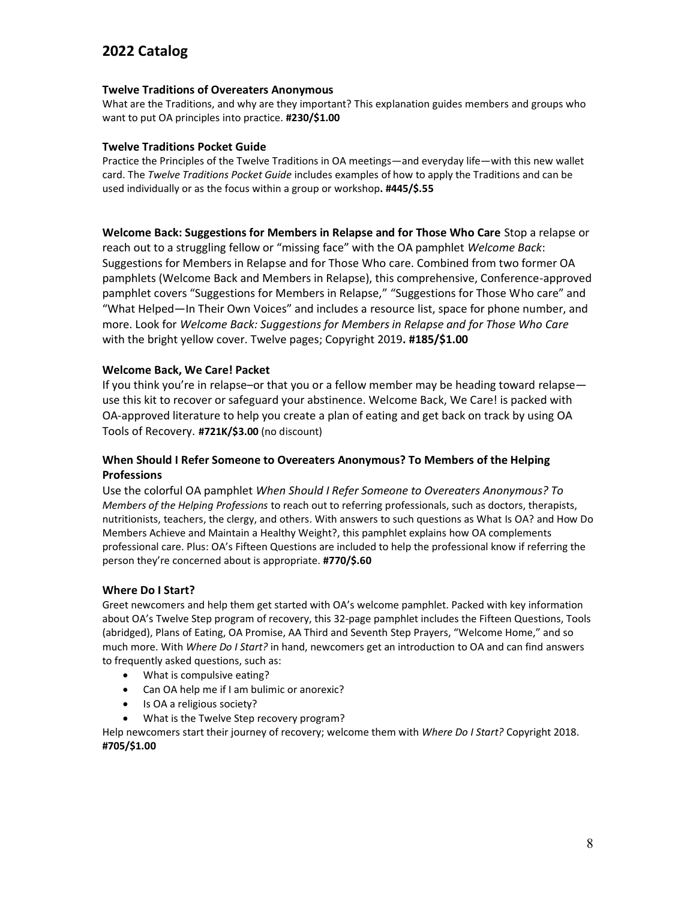## 2022 Catalog

**Twelve Traditions of Overeaters Anonymous**
What are the Traditions, and why are they important? This explanation guides members and groups who want to put OA principles into practice. **#230/$1.00**

**Twelve Traditions Pocket Guide**
Practice the Principles of the Twelve Traditions in OA meetings—and everyday life—with this new wallet card. The *Twelve Traditions Pocket Guide* includes examples of how to apply the Traditions and can be used individually or as the focus within a group or workshop**. #445/$.55**

**Welcome Back: Suggestions for Members in Relapse and for Those Who Care** Stop a relapse or reach out to a struggling fellow or "missing face" with the OA pamphlet *Welcome Back*: Suggestions for Members in Relapse and for Those Who care. Combined from two former OA pamphlets (Welcome Back and Members in Relapse), this comprehensive, Conference-approved pamphlet covers "Suggestions for Members in Relapse," "Suggestions for Those Who care" and "What Helped—In Their Own Voices" and includes a resource list, space for phone number, and more. Look for *Welcome Back: Suggestions for Members in Relapse and for Those Who Care* with the bright yellow cover. Twelve pages; Copyright 2019**. #185/$1.00**

**Welcome Back, We Care! Packet**
If you think you're in relapse–or that you or a fellow member may be heading toward relapse—use this kit to recover or safeguard your abstinence. Welcome Back, We Care! is packed with OA-approved literature to help you create a plan of eating and get back on track by using OA Tools of Recovery. **#721K/$3.00** (no discount)

**When Should I Refer Someone to Overeaters Anonymous? To Members of the Helping Professions**
Use the colorful OA pamphlet *When Should I Refer Someone to Overeaters Anonymous? To Members of the Helping Professions* to reach out to referring professionals, such as doctors, therapists, nutritionists, teachers, the clergy, and others. With answers to such questions as What Is OA? and How Do Members Achieve and Maintain a Healthy Weight?, this pamphlet explains how OA complements professional care. Plus: OA's Fifteen Questions are included to help the professional know if referring the person they're concerned about is appropriate. **#770/$.60**

**Where Do I Start?**
Greet newcomers and help them get started with OA's welcome pamphlet. Packed with key information about OA's Twelve Step program of recovery, this 32-page pamphlet includes the Fifteen Questions, Tools (abridged), Plans of Eating, OA Promise, AA Third and Seventh Step Prayers, "Welcome Home," and so much more. With *Where Do I Start?* in hand, newcomers get an introduction to OA and can find answers to frequently asked questions, such as:

- What is compulsive eating?
- Can OA help me if I am bulimic or anorexic?
- Is OA a religious society?
- What is the Twelve Step recovery program?

Help newcomers start their journey of recovery; welcome them with *Where Do I Start?* Copyright 2018. **#705/$1.00**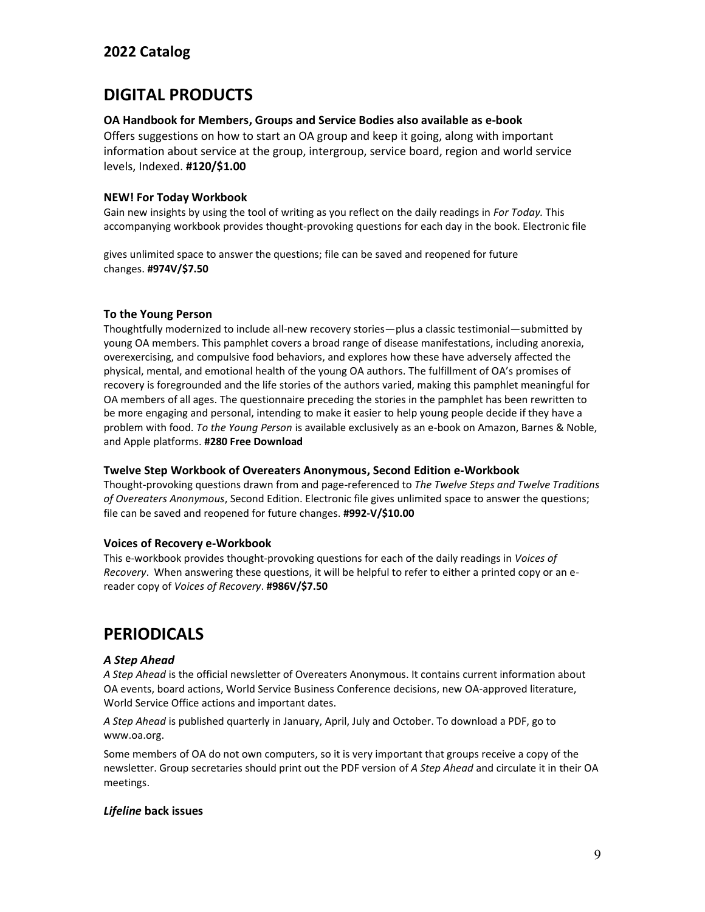## 2022 Catalog

# DIGITAL PRODUCTS

**OA Handbook for Members, Groups and Service Bodies also available as e-book**
Offers suggestions on how to start an OA group and keep it going, along with important information about service at the group, intergroup, service board, region and world service levels, Indexed. **#120/$1.00**

**NEW! For Today Workbook**
Gain new insights by using the tool of writing as you reflect on the daily readings in *For Today*. This accompanying workbook provides thought-provoking questions for each day in the book. Electronic file gives unlimited space to answer the questions; file can be saved and reopened for future changes. **#974V/$7.50**

**To the Young Person**
Thoughtfully modernized to include all-new recovery stories—plus a classic testimonial—submitted by young OA members. This pamphlet covers a broad range of disease manifestations, including anorexia, overexercising, and compulsive food behaviors, and explores how these have adversely affected the physical, mental, and emotional health of the young OA authors. The fulfillment of OA's promises of recovery is foregrounded and the life stories of the authors varied, making this pamphlet meaningful for OA members of all ages. The questionnaire preceding the stories in the pamphlet has been rewritten to be more engaging and personal, intending to make it easier to help young people decide if they have a problem with food. *To the Young Person* is available exclusively as an e-book on Amazon, Barnes & Noble, and Apple platforms. **#280 Free Download**

**Twelve Step Workbook of Overeaters Anonymous, Second Edition e-Workbook**
Thought-provoking questions drawn from and page-referenced to *The Twelve Steps and Twelve Traditions of Overeaters Anonymous*, Second Edition. Electronic file gives unlimited space to answer the questions; file can be saved and reopened for future changes. **#992-V/$10.00**

**Voices of Recovery e-Workbook**
This e-workbook provides thought-provoking questions for each of the daily readings in *Voices of Recovery*. When answering these questions, it will be helpful to refer to either a printed copy or an e-reader copy of *Voices of Recovery*. **#986V/$7.50**

# PERIODICALS

***A Step Ahead***
*A Step Ahead* is the official newsletter of Overeaters Anonymous. It contains current information about OA events, board actions, World Service Business Conference decisions, new OA-approved literature, World Service Office actions and important dates.

*A Step Ahead* is published quarterly in January, April, July and October. To download a PDF, go to www.oa.org.

Some members of OA do not own computers, so it is very important that groups receive a copy of the newsletter. Group secretaries should print out the PDF version of *A Step Ahead* and circulate it in their OA meetings.

***Lifeline* back issues**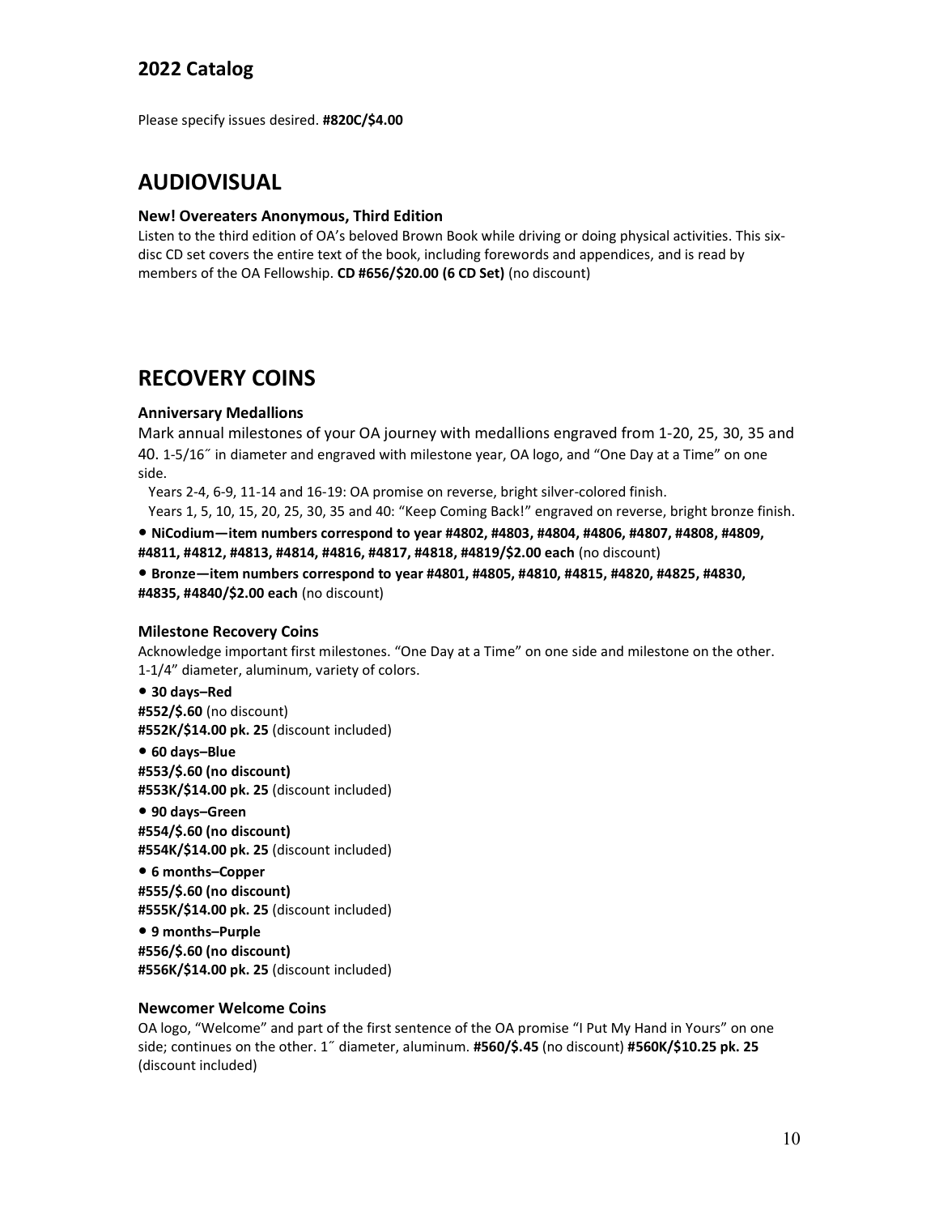## 2022 Catalog

Please specify issues desired. **#820C/$4.00**

# AUDIOVISUAL

**New! Overeaters Anonymous, Third Edition**
Listen to the third edition of OA's beloved Brown Book while driving or doing physical activities. This six-disc CD set covers the entire text of the book, including forewords and appendices, and is read by members of the OA Fellowship. **CD #656/$20.00 (6 CD Set)** (no discount)

# RECOVERY COINS

**Anniversary Medallions**
Mark annual milestones of your OA journey with medallions engraved from 1-20, 25, 30, 35 and 40. 1-5/16″ in diameter and engraved with milestone year, OA logo, and "One Day at a Time" on one side.

Years 2-4, 6-9, 11-14 and 16-19: OA promise on reverse, bright silver-colored finish.
Years 1, 5, 10, 15, 20, 25, 30, 35 and 40: "Keep Coming Back!" engraved on reverse, bright bronze finish.

- **NiCodium—item numbers correspond to year #4802, #4803, #4804, #4806, #4807, #4808, #4809, #4811, #4812, #4813, #4814, #4816, #4817, #4818, #4819/$2.00 each** (no discount)
- **Bronze—item numbers correspond to year #4801, #4805, #4810, #4815, #4820, #4825, #4830, #4835, #4840/$2.00 each** (no discount)

**Milestone Recovery Coins**
Acknowledge important first milestones. "One Day at a Time" on one side and milestone on the other. 1-1/4" diameter, aluminum, variety of colors.

- **30 days–Red**
  **#552/$.60** (no discount)
  **#552K/$14.00 pk. 25** (discount included)
- **60 days–Blue**
  **#553/$.60 (no discount)**
  **#553K/$14.00 pk. 25** (discount included)
- **90 days–Green**
  **#554/$.60 (no discount)**
  **#554K/$14.00 pk. 25** (discount included)
- **6 months–Copper**
  **#555/$.60 (no discount)**
  **#555K/$14.00 pk. 25** (discount included)
- **9 months–Purple**
  **#556/$.60 (no discount)**
  **#556K/$14.00 pk. 25** (discount included)

**Newcomer Welcome Coins**
OA logo, "Welcome" and part of the first sentence of the OA promise "I Put My Hand in Yours" on one side; continues on the other. 1″ diameter, aluminum. **#560/$.45** (no discount) **#560K/$10.25 pk. 25** (discount included)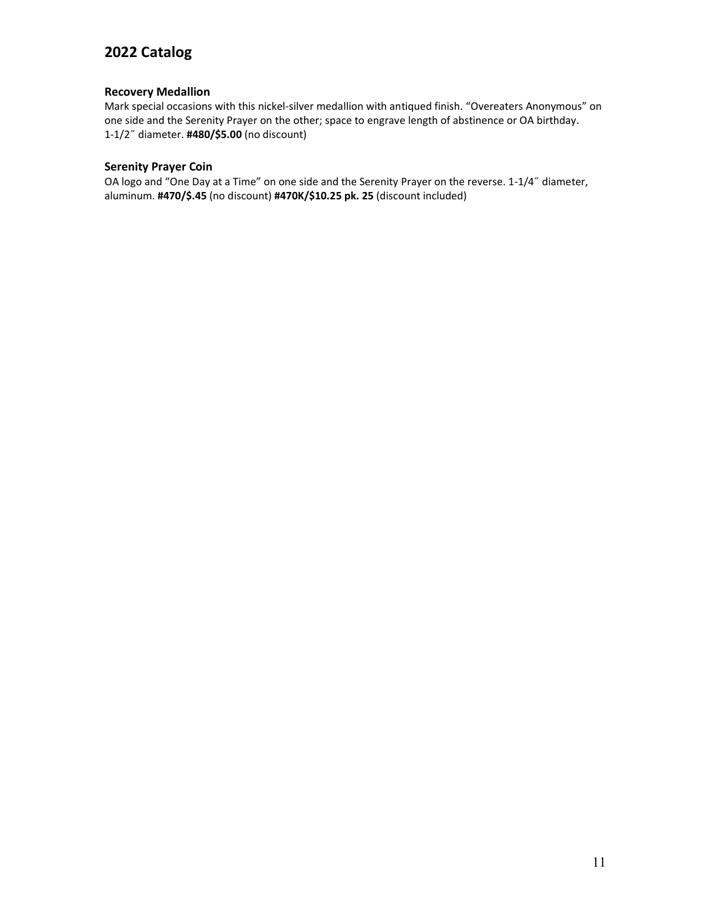## 2022 Catalog

### Recovery Medallion

Mark special occasions with this nickel-silver medallion with antiqued finish. “Overeaters Anonymous” on one side and the Serenity Prayer on the other; space to engrave length of abstinence or OA birthday. 1-1/2˝ diameter. **#480/$5.00** (no discount)

### Serenity Prayer Coin

OA logo and “One Day at a Time” on one side and the Serenity Prayer on the reverse. 1-1/4˝ diameter, aluminum. **#470/$.45** (no discount) **#470K/$10.25 pk. 25** (discount included)